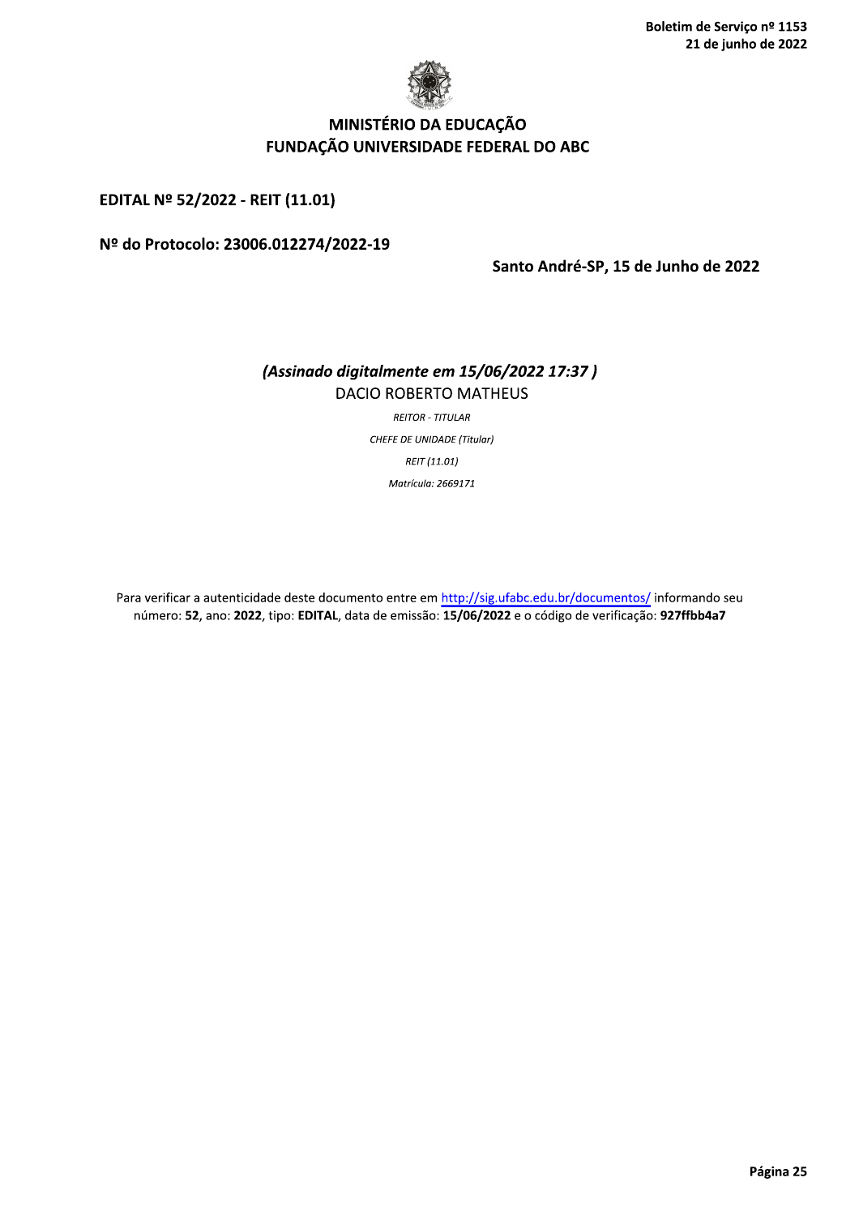# MINISTÉRIO DA EDUCAÇÃO
# FUNDAÇÃO UNIVERSIDADE FEDERAL DO ABC

**EDITAL Nº 52/2022 - REIT (11.01)**

**Nº do Protocolo: 23006.012274/2022-19**

**Santo André-SP, 15 de Junho de 2022**

***(Assinado digitalmente em 15/06/2022 17:37 )***

DACIO ROBERTO MATHEUS

*REITOR - TITULAR*

*CHEFE DE UNIDADE (Titular)*

*REIT (11.01)*

*Matrícula: 2669171*

Para verificar a autenticidade deste documento entre em http://sig.ufabc.edu.br/documentos/ informando seu número: **52**, ano: **2022**, tipo: **EDITAL**, data de emissão: **15/06/2022** e o código de verificação: **927ffbb4a7**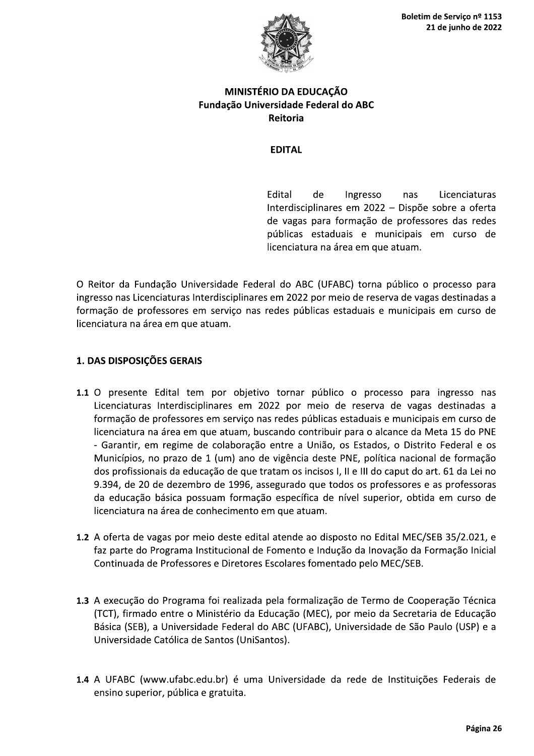**MINISTÉRIO DA EDUCAÇÃO**
**Fundação Universidade Federal do ABC**
**Reitoria**

**EDITAL**

Edital de Ingresso nas Licenciaturas Interdisciplinares em 2022 – Dispõe sobre a oferta de vagas para formação de professores das redes públicas estaduais e municipais em curso de licenciatura na área em que atuam.

O Reitor da Fundação Universidade Federal do ABC (UFABC) torna público o processo para ingresso nas Licenciaturas Interdisciplinares em 2022 por meio de reserva de vagas destinadas a formação de professores em serviço nas redes públicas estaduais e municipais em curso de licenciatura na área em que atuam.

## 1. DAS DISPOSIÇÕES GERAIS

**1.1** O presente Edital tem por objetivo tornar público o processo para ingresso nas Licenciaturas Interdisciplinares em 2022 por meio de reserva de vagas destinadas a formação de professores em serviço nas redes públicas estaduais e municipais em curso de licenciatura na área em que atuam, buscando contribuir para o alcance da Meta 15 do PNE - Garantir, em regime de colaboração entre a União, os Estados, o Distrito Federal e os Municípios, no prazo de 1 (um) ano de vigência deste PNE, política nacional de formação dos profissionais da educação de que tratam os incisos I, II e III do caput do art. 61 da Lei no 9.394, de 20 de dezembro de 1996, assegurado que todos os professores e as professoras da educação básica possuam formação específica de nível superior, obtida em curso de licenciatura na área de conhecimento em que atuam.

**1.2** A oferta de vagas por meio deste edital atende ao disposto no Edital MEC/SEB 35/2.021, e faz parte do Programa Institucional de Fomento e Indução da Inovação da Formação Inicial Continuada de Professores e Diretores Escolares fomentado pelo MEC/SEB.

**1.3** A execução do Programa foi realizada pela formalização de Termo de Cooperação Técnica (TCT), firmado entre o Ministério da Educação (MEC), por meio da Secretaria de Educação Básica (SEB), a Universidade Federal do ABC (UFABC), Universidade de São Paulo (USP) e a Universidade Católica de Santos (UniSantos).

**1.4** A UFABC (www.ufabc.edu.br) é uma Universidade da rede de Instituições Federais de ensino superior, pública e gratuita.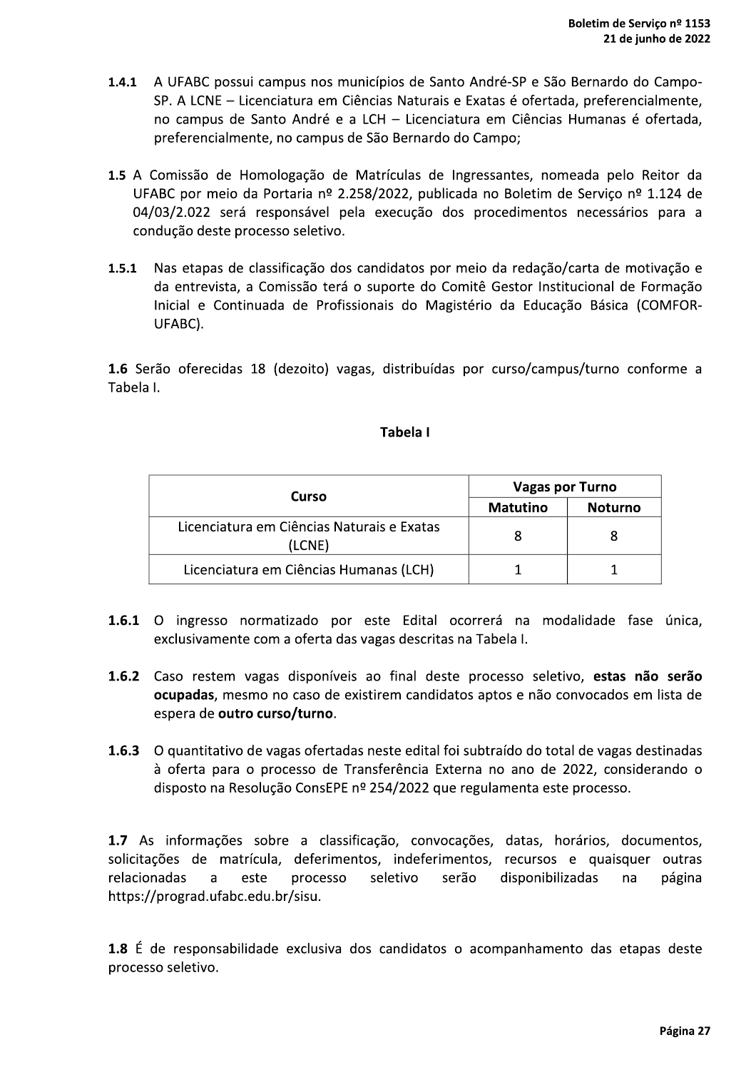**1.4.1** A UFABC possui campus nos municípios de Santo André-SP e São Bernardo do Campo-SP. A LCNE – Licenciatura em Ciências Naturais e Exatas é ofertada, preferencialmente, no campus de Santo André e a LCH – Licenciatura em Ciências Humanas é ofertada, preferencialmente, no campus de São Bernardo do Campo;

**1.5** A Comissão de Homologação de Matrículas de Ingressantes, nomeada pelo Reitor da UFABC por meio da Portaria nº 2.258/2022, publicada no Boletim de Serviço nº 1.124 de 04/03/2.022 será responsável pela execução dos procedimentos necessários para a condução deste processo seletivo.

**1.5.1** Nas etapas de classificação dos candidatos por meio da redação/carta de motivação e da entrevista, a Comissão terá o suporte do Comitê Gestor Institucional de Formação Inicial e Continuada de Profissionais do Magistério da Educação Básica (COMFOR-UFABC).

**1.6** Serão oferecidas 18 (dezoito) vagas, distribuídas por curso/campus/turno conforme a Tabela I.

**Tabela I**

| Curso | Vagas por Turno | |
|---|---|---|
| | **Matutino** | **Noturno** |
| Licenciatura em Ciências Naturais e Exatas (LCNE) | 8 | 8 |
| Licenciatura em Ciências Humanas (LCH) | 1 | 1 |

**1.6.1** O ingresso normatizado por este Edital ocorrerá na modalidade fase única, exclusivamente com a oferta das vagas descritas na Tabela I.

**1.6.2** Caso restem vagas disponíveis ao final deste processo seletivo, **estas não serão ocupadas**, mesmo no caso de existirem candidatos aptos e não convocados em lista de espera de **outro curso/turno**.

**1.6.3** O quantitativo de vagas ofertadas neste edital foi subtraído do total de vagas destinadas à oferta para o processo de Transferência Externa no ano de 2022, considerando o disposto na Resolução ConsEPE nº 254/2022 que regulamenta este processo.

**1.7** As informações sobre a classificação, convocações, datas, horários, documentos, solicitações de matrícula, deferimentos, indeferimentos, recursos e quaisquer outras relacionadas a este processo seletivo serão disponibilizadas na página https://prograd.ufabc.edu.br/sisu.

**1.8** É de responsabilidade exclusiva dos candidatos o acompanhamento das etapas deste processo seletivo.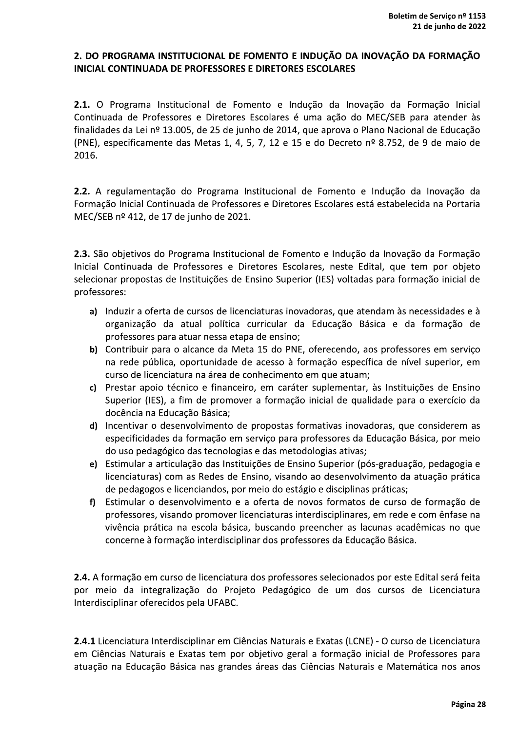## 2. DO PROGRAMA INSTITUCIONAL DE FOMENTO E INDUÇÃO DA INOVAÇÃO DA FORMAÇÃO INICIAL CONTINUADA DE PROFESSORES E DIRETORES ESCOLARES

**2.1.** O Programa Institucional de Fomento e Indução da Inovação da Formação Inicial Continuada de Professores e Diretores Escolares é uma ação do MEC/SEB para atender às finalidades da Lei nº 13.005, de 25 de junho de 2014, que aprova o Plano Nacional de Educação (PNE), especificamente das Metas 1, 4, 5, 7, 12 e 15 e do Decreto nº 8.752, de 9 de maio de 2016.

**2.2.** A regulamentação do Programa Institucional de Fomento e Indução da Inovação da Formação Inicial Continuada de Professores e Diretores Escolares está estabelecida na Portaria MEC/SEB nº 412, de 17 de junho de 2021.

**2.3.** São objetivos do Programa Institucional de Fomento e Indução da Inovação da Formação Inicial Continuada de Professores e Diretores Escolares, neste Edital, que tem por objeto selecionar propostas de Instituições de Ensino Superior (IES) voltadas para formação inicial de professores:

- **a)** Induzir a oferta de cursos de licenciaturas inovadoras, que atendam às necessidades e à organização da atual política curricular da Educação Básica e da formação de professores para atuar nessa etapa de ensino;
- **b)** Contribuir para o alcance da Meta 15 do PNE, oferecendo, aos professores em serviço na rede pública, oportunidade de acesso à formação específica de nível superior, em curso de licenciatura na área de conhecimento em que atuam;
- **c)** Prestar apoio técnico e financeiro, em caráter suplementar, às Instituições de Ensino Superior (IES), a fim de promover a formação inicial de qualidade para o exercício da docência na Educação Básica;
- **d)** Incentivar o desenvolvimento de propostas formativas inovadoras, que considerem as especificidades da formação em serviço para professores da Educação Básica, por meio do uso pedagógico das tecnologias e das metodologias ativas;
- **e)** Estimular a articulação das Instituições de Ensino Superior (pós-graduação, pedagogia e licenciaturas) com as Redes de Ensino, visando ao desenvolvimento da atuação prática de pedagogos e licenciandos, por meio do estágio e disciplinas práticas;
- **f)** Estimular o desenvolvimento e a oferta de novos formatos de curso de formação de professores, visando promover licenciaturas interdisciplinares, em rede e com ênfase na vivência prática na escola básica, buscando preencher as lacunas acadêmicas no que concerne à formação interdisciplinar dos professores da Educação Básica.

**2.4.** A formação em curso de licenciatura dos professores selecionados por este Edital será feita por meio da integralização do Projeto Pedagógico de um dos cursos de Licenciatura Interdisciplinar oferecidos pela UFABC.

**2.4.1** Licenciatura Interdisciplinar em Ciências Naturais e Exatas (LCNE) - O curso de Licenciatura em Ciências Naturais e Exatas tem por objetivo geral a formação inicial de Professores para atuação na Educação Básica nas grandes áreas das Ciências Naturais e Matemática nos anos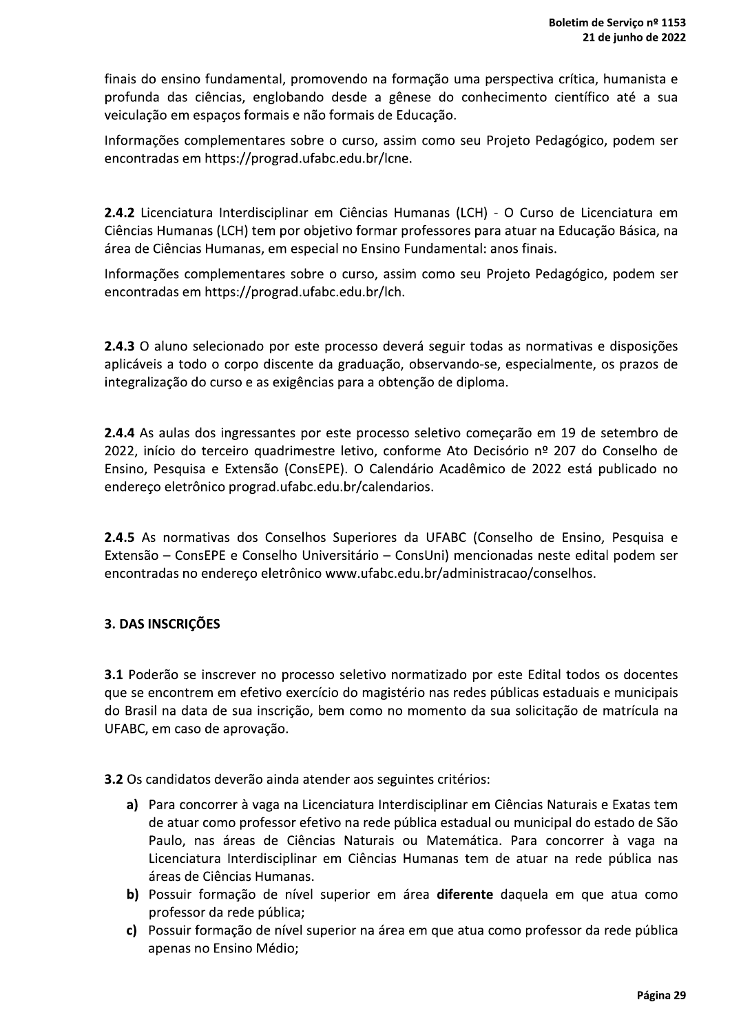finais do ensino fundamental, promovendo na formação uma perspectiva crítica, humanista e profunda das ciências, englobando desde a gênese do conhecimento científico até a sua veiculação em espaços formais e não formais de Educação.

Informações complementares sobre o curso, assim como seu Projeto Pedagógico, podem ser encontradas em https://prograd.ufabc.edu.br/lcne.

**2.4.2** Licenciatura Interdisciplinar em Ciências Humanas (LCH) - O Curso de Licenciatura em Ciências Humanas (LCH) tem por objetivo formar professores para atuar na Educação Básica, na área de Ciências Humanas, em especial no Ensino Fundamental: anos finais.

Informações complementares sobre o curso, assim como seu Projeto Pedagógico, podem ser encontradas em https://prograd.ufabc.edu.br/lch.

**2.4.3** O aluno selecionado por este processo deverá seguir todas as normativas e disposições aplicáveis a todo o corpo discente da graduação, observando-se, especialmente, os prazos de integralização do curso e as exigências para a obtenção de diploma.

**2.4.4** As aulas dos ingressantes por este processo seletivo começarão em 19 de setembro de 2022, início do terceiro quadrimestre letivo, conforme Ato Decisório nº 207 do Conselho de Ensino, Pesquisa e Extensão (ConsEPE). O Calendário Acadêmico de 2022 está publicado no endereço eletrônico prograd.ufabc.edu.br/calendarios.

**2.4.5** As normativas dos Conselhos Superiores da UFABC (Conselho de Ensino, Pesquisa e Extensão – ConsEPE e Conselho Universitário – ConsUni) mencionadas neste edital podem ser encontradas no endereço eletrônico www.ufabc.edu.br/administracao/conselhos.

## 3. DAS INSCRIÇÕES

**3.1** Poderão se inscrever no processo seletivo normatizado por este Edital todos os docentes que se encontrem em efetivo exercício do magistério nas redes públicas estaduais e municipais do Brasil na data de sua inscrição, bem como no momento da sua solicitação de matrícula na UFABC, em caso de aprovação.

**3.2** Os candidatos deverão ainda atender aos seguintes critérios:

**a)** Para concorrer à vaga na Licenciatura Interdisciplinar em Ciências Naturais e Exatas tem de atuar como professor efetivo na rede pública estadual ou municipal do estado de São Paulo, nas áreas de Ciências Naturais ou Matemática. Para concorrer à vaga na Licenciatura Interdisciplinar em Ciências Humanas tem de atuar na rede pública nas áreas de Ciências Humanas.

**b)** Possuir formação de nível superior em área **diferente** daquela em que atua como professor da rede pública;

**c)** Possuir formação de nível superior na área em que atua como professor da rede pública apenas no Ensino Médio;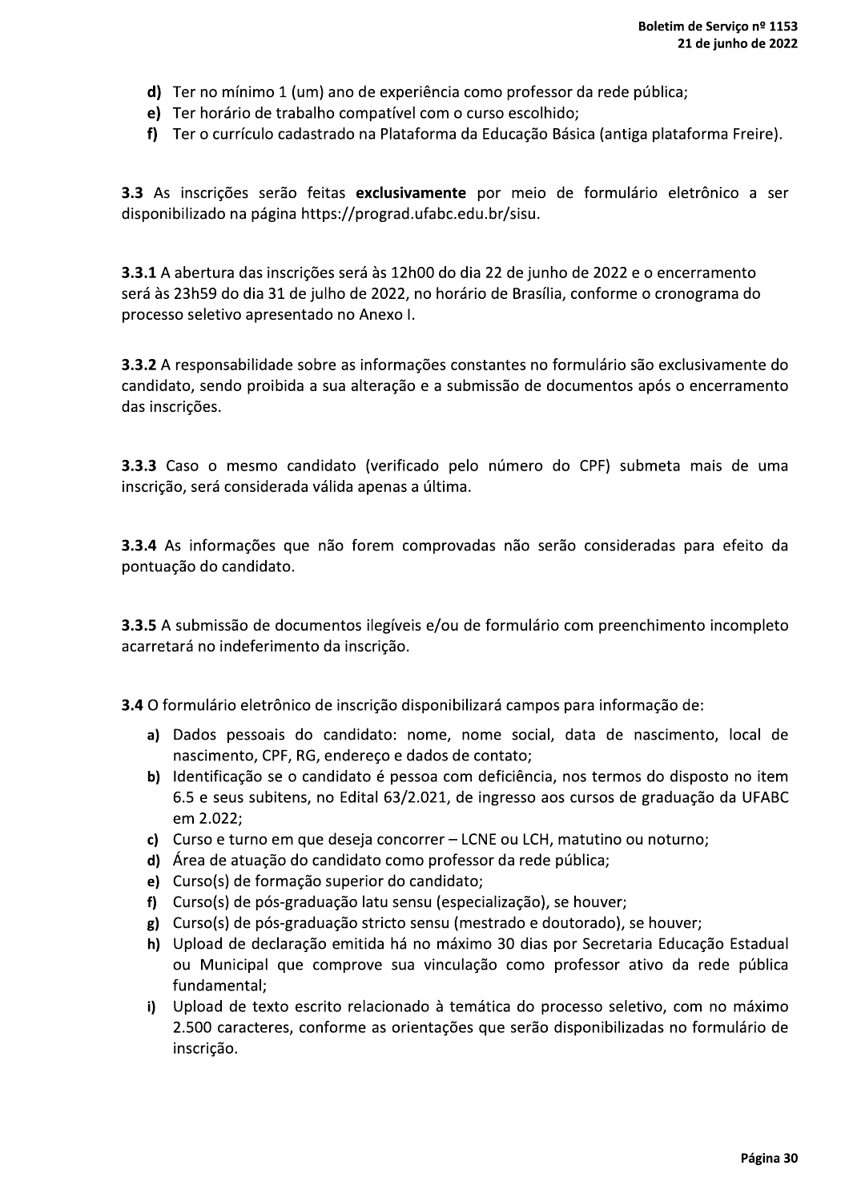**d)** Ter no mínimo 1 (um) ano de experiência como professor da rede pública;

**e)** Ter horário de trabalho compatível com o curso escolhido;

**f)** Ter o currículo cadastrado na Plataforma da Educação Básica (antiga plataforma Freire).

**3.3** As inscrições serão feitas **exclusivamente** por meio de formulário eletrônico a ser disponibilizado na página https://prograd.ufabc.edu.br/sisu.

**3.3.1** A abertura das inscrições será às 12h00 do dia 22 de junho de 2022 e o encerramento será às 23h59 do dia 31 de julho de 2022, no horário de Brasília, conforme o cronograma do processo seletivo apresentado no Anexo I.

**3.3.2** A responsabilidade sobre as informações constantes no formulário são exclusivamente do candidato, sendo proibida a sua alteração e a submissão de documentos após o encerramento das inscrições.

**3.3.3** Caso o mesmo candidato (verificado pelo número do CPF) submeta mais de uma inscrição, será considerada válida apenas a última.

**3.3.4** As informações que não forem comprovadas não serão consideradas para efeito da pontuação do candidato.

**3.3.5** A submissão de documentos ilegíveis e/ou de formulário com preenchimento incompleto acarretará no indeferimento da inscrição.

**3.4** O formulário eletrônico de inscrição disponibilizará campos para informação de:

**a)** Dados pessoais do candidato: nome, nome social, data de nascimento, local de nascimento, CPF, RG, endereço e dados de contato;

**b)** Identificação se o candidato é pessoa com deficiência, nos termos do disposto no item 6.5 e seus subitens, no Edital 63/2.021, de ingresso aos cursos de graduação da UFABC em 2.022;

**c)** Curso e turno em que deseja concorrer – LCNE ou LCH, matutino ou noturno;

**d)** Área de atuação do candidato como professor da rede pública;

**e)** Curso(s) de formação superior do candidato;

**f)** Curso(s) de pós-graduação latu sensu (especialização), se houver;

**g)** Curso(s) de pós-graduação stricto sensu (mestrado e doutorado), se houver;

**h)** Upload de declaração emitida há no máximo 30 dias por Secretaria Educação Estadual ou Municipal que comprove sua vinculação como professor ativo da rede pública fundamental;

**i)** Upload de texto escrito relacionado à temática do processo seletivo, com no máximo 2.500 caracteres, conforme as orientações que serão disponibilizadas no formulário de inscrição.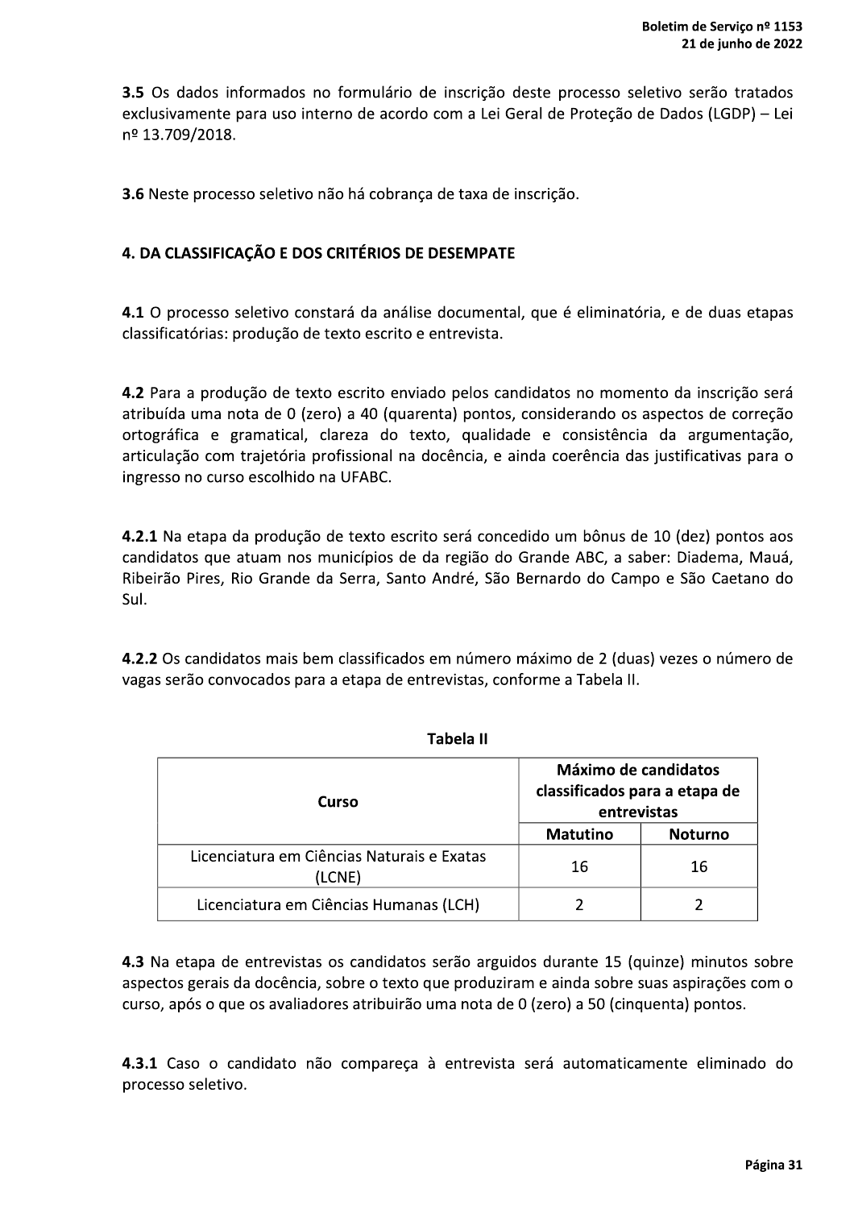**3.5** Os dados informados no formulário de inscrição deste processo seletivo serão tratados exclusivamente para uso interno de acordo com a Lei Geral de Proteção de Dados (LGDP) – Lei nº 13.709/2018.

**3.6** Neste processo seletivo não há cobrança de taxa de inscrição.

## 4. DA CLASSIFICAÇÃO E DOS CRITÉRIOS DE DESEMPATE

**4.1** O processo seletivo constará da análise documental, que é eliminatória, e de duas etapas classificatórias: produção de texto escrito e entrevista.

**4.2** Para a produção de texto escrito enviado pelos candidatos no momento da inscrição será atribuída uma nota de 0 (zero) a 40 (quarenta) pontos, considerando os aspectos de correção ortográfica e gramatical, clareza do texto, qualidade e consistência da argumentação, articulação com trajetória profissional na docência, e ainda coerência das justificativas para o ingresso no curso escolhido na UFABC.

**4.2.1** Na etapa da produção de texto escrito será concedido um bônus de 10 (dez) pontos aos candidatos que atuam nos municípios de da região do Grande ABC, a saber: Diadema, Mauá, Ribeirão Pires, Rio Grande da Serra, Santo André, São Bernardo do Campo e São Caetano do Sul.

**4.2.2** Os candidatos mais bem classificados em número máximo de 2 (duas) vezes o número de vagas serão convocados para a etapa de entrevistas, conforme a Tabela II.

**Tabela II**

| Curso | Máximo de candidatos classificados para a etapa de entrevistas | |
|---|---|---|
| | **Matutino** | **Noturno** |
| Licenciatura em Ciências Naturais e Exatas (LCNE) | 16 | 16 |
| Licenciatura em Ciências Humanas (LCH) | 2 | 2 |

**4.3** Na etapa de entrevistas os candidatos serão arguidos durante 15 (quinze) minutos sobre aspectos gerais da docência, sobre o texto que produziram e ainda sobre suas aspirações com o curso, após o que os avaliadores atribuirão uma nota de 0 (zero) a 50 (cinquenta) pontos.

**4.3.1** Caso o candidato não compareça à entrevista será automaticamente eliminado do processo seletivo.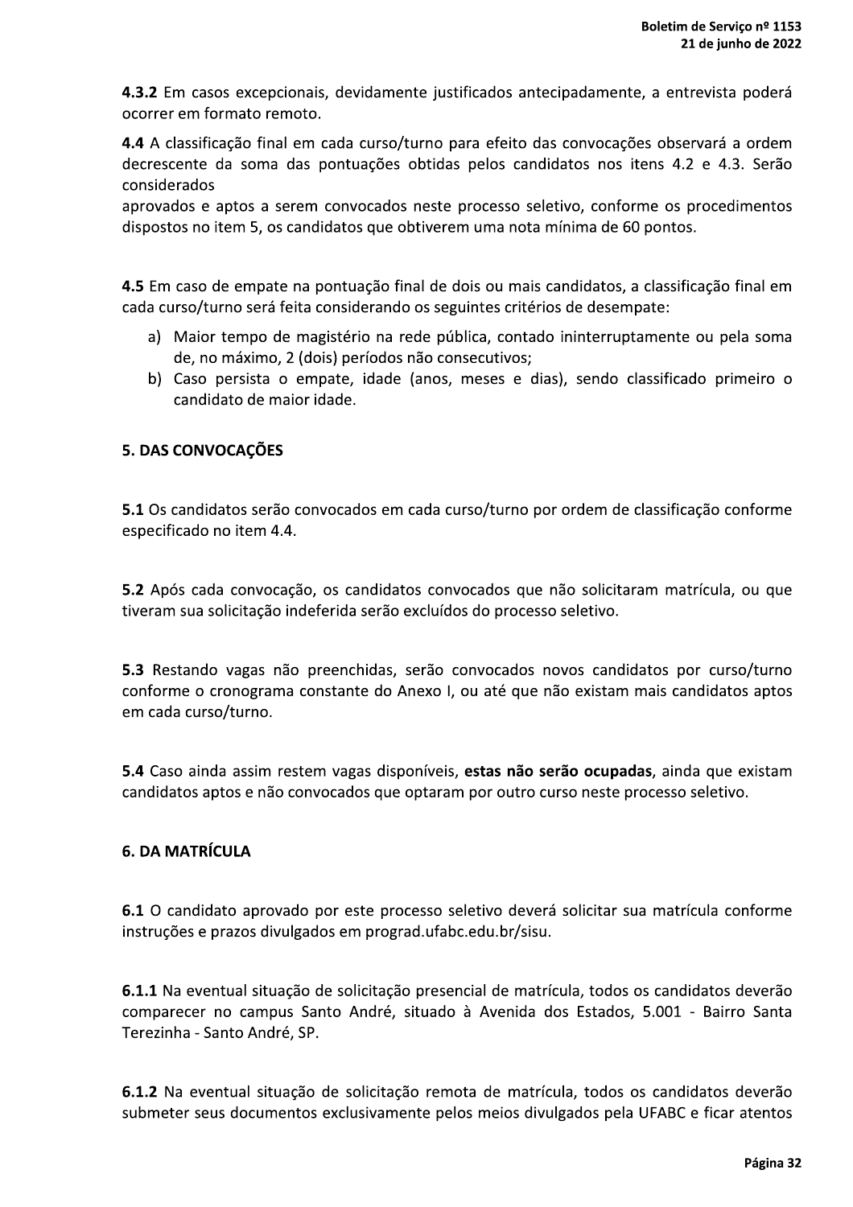**4.3.2** Em casos excepcionais, devidamente justificados antecipadamente, a entrevista poderá ocorrer em formato remoto.

**4.4** A classificação final em cada curso/turno para efeito das convocações observará a ordem decrescente da soma das pontuações obtidas pelos candidatos nos itens 4.2 e 4.3. Serão considerados
aprovados e aptos a serem convocados neste processo seletivo, conforme os procedimentos dispostos no item 5, os candidatos que obtiverem uma nota mínima de 60 pontos.

**4.5** Em caso de empate na pontuação final de dois ou mais candidatos, a classificação final em cada curso/turno será feita considerando os seguintes critérios de desempate:

a) Maior tempo de magistério na rede pública, contado ininterruptamente ou pela soma de, no máximo, 2 (dois) períodos não consecutivos;
b) Caso persista o empate, idade (anos, meses e dias), sendo classificado primeiro o candidato de maior idade.

## 5. DAS CONVOCAÇÕES

**5.1** Os candidatos serão convocados em cada curso/turno por ordem de classificação conforme especificado no item 4.4.

**5.2** Após cada convocação, os candidatos convocados que não solicitaram matrícula, ou que tiveram sua solicitação indeferida serão excluídos do processo seletivo.

**5.3** Restando vagas não preenchidas, serão convocados novos candidatos por curso/turno conforme o cronograma constante do Anexo I, ou até que não existam mais candidatos aptos em cada curso/turno.

**5.4** Caso ainda assim restem vagas disponíveis, **estas não serão ocupadas**, ainda que existam candidatos aptos e não convocados que optaram por outro curso neste processo seletivo.

## 6. DA MATRÍCULA

**6.1** O candidato aprovado por este processo seletivo deverá solicitar sua matrícula conforme instruções e prazos divulgados em prograd.ufabc.edu.br/sisu.

**6.1.1** Na eventual situação de solicitação presencial de matrícula, todos os candidatos deverão comparecer no campus Santo André, situado à Avenida dos Estados, 5.001 - Bairro Santa Terezinha - Santo André, SP.

**6.1.2** Na eventual situação de solicitação remota de matrícula, todos os candidatos deverão submeter seus documentos exclusivamente pelos meios divulgados pela UFABC e ficar atentos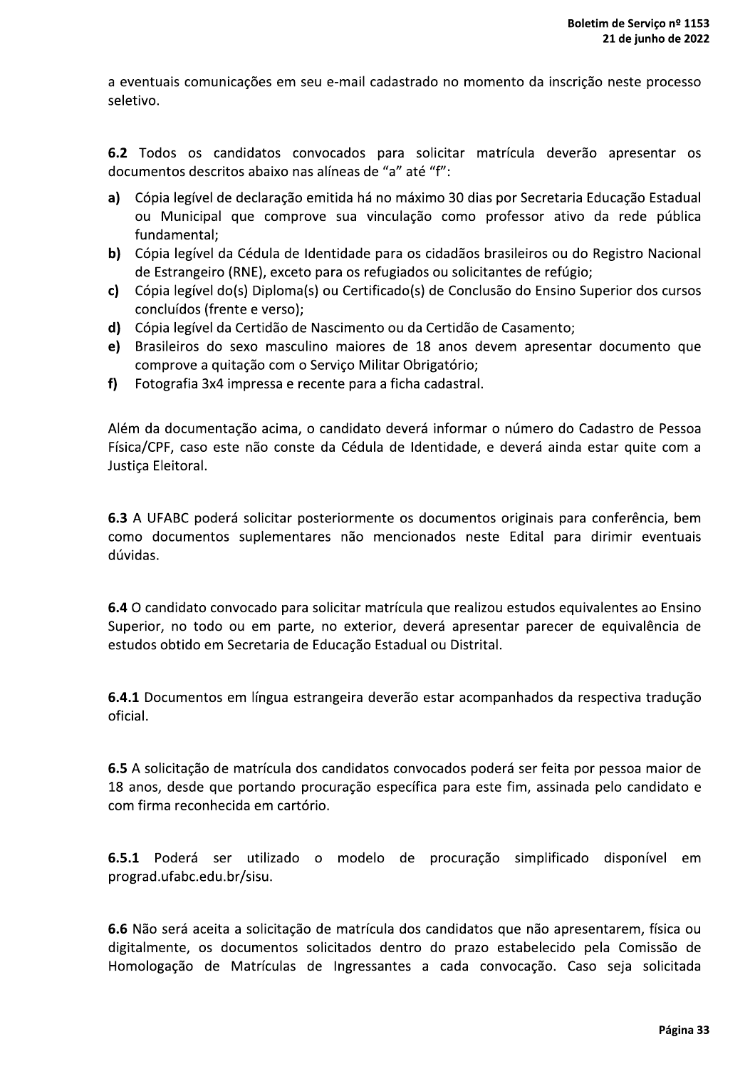a eventuais comunicações em seu e-mail cadastrado no momento da inscrição neste processo seletivo.

**6.2** Todos os candidatos convocados para solicitar matrícula deverão apresentar os documentos descritos abaixo nas alíneas de "a" até "f":

**a)** Cópia legível de declaração emitida há no máximo 30 dias por Secretaria Educação Estadual ou Municipal que comprove sua vinculação como professor ativo da rede pública fundamental;

**b)** Cópia legível da Cédula de Identidade para os cidadãos brasileiros ou do Registro Nacional de Estrangeiro (RNE), exceto para os refugiados ou solicitantes de refúgio;

**c)** Cópia legível do(s) Diploma(s) ou Certificado(s) de Conclusão do Ensino Superior dos cursos concluídos (frente e verso);

**d)** Cópia legível da Certidão de Nascimento ou da Certidão de Casamento;

**e)** Brasileiros do sexo masculino maiores de 18 anos devem apresentar documento que comprove a quitação com o Serviço Militar Obrigatório;

**f)** Fotografia 3x4 impressa e recente para a ficha cadastral.

Além da documentação acima, o candidato deverá informar o número do Cadastro de Pessoa Física/CPF, caso este não conste da Cédula de Identidade, e deverá ainda estar quite com a Justiça Eleitoral.

**6.3** A UFABC poderá solicitar posteriormente os documentos originais para conferência, bem como documentos suplementares não mencionados neste Edital para dirimir eventuais dúvidas.

**6.4** O candidato convocado para solicitar matrícula que realizou estudos equivalentes ao Ensino Superior, no todo ou em parte, no exterior, deverá apresentar parecer de equivalência de estudos obtido em Secretaria de Educação Estadual ou Distrital.

**6.4.1** Documentos em língua estrangeira deverão estar acompanhados da respectiva tradução oficial.

**6.5** A solicitação de matrícula dos candidatos convocados poderá ser feita por pessoa maior de 18 anos, desde que portando procuração específica para este fim, assinada pelo candidato e com firma reconhecida em cartório.

**6.5.1** Poderá ser utilizado o modelo de procuração simplificado disponível em prograd.ufabc.edu.br/sisu.

**6.6** Não será aceita a solicitação de matrícula dos candidatos que não apresentarem, física ou digitalmente, os documentos solicitados dentro do prazo estabelecido pela Comissão de Homologação de Matrículas de Ingressantes a cada convocação. Caso seja solicitada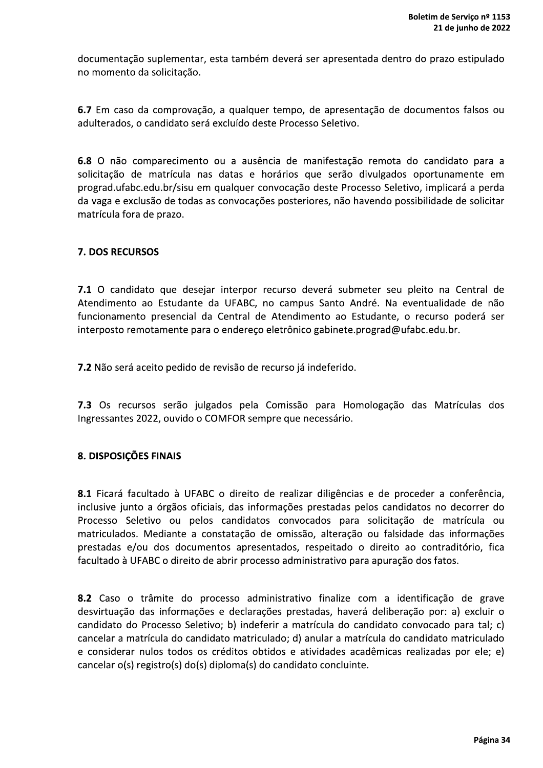documentação suplementar, esta também deverá ser apresentada dentro do prazo estipulado no momento da solicitação.

**6.7** Em caso da comprovação, a qualquer tempo, de apresentação de documentos falsos ou adulterados, o candidato será excluído deste Processo Seletivo.

**6.8** O não comparecimento ou a ausência de manifestação remota do candidato para a solicitação de matrícula nas datas e horários que serão divulgados oportunamente em prograd.ufabc.edu.br/sisu em qualquer convocação deste Processo Seletivo, implicará a perda da vaga e exclusão de todas as convocações posteriores, não havendo possibilidade de solicitar matrícula fora de prazo.

## 7. DOS RECURSOS

**7.1** O candidato que desejar interpor recurso deverá submeter seu pleito na Central de Atendimento ao Estudante da UFABC, no campus Santo André. Na eventualidade de não funcionamento presencial da Central de Atendimento ao Estudante, o recurso poderá ser interposto remotamente para o endereço eletrônico gabinete.prograd@ufabc.edu.br.

**7.2** Não será aceito pedido de revisão de recurso já indeferido.

**7.3** Os recursos serão julgados pela Comissão para Homologação das Matrículas dos Ingressantes 2022, ouvido o COMFOR sempre que necessário.

## 8. DISPOSIÇÕES FINAIS

**8.1** Ficará facultado à UFABC o direito de realizar diligências e de proceder a conferência, inclusive junto a órgãos oficiais, das informações prestadas pelos candidatos no decorrer do Processo Seletivo ou pelos candidatos convocados para solicitação de matrícula ou matriculados. Mediante a constatação de omissão, alteração ou falsidade das informações prestadas e/ou dos documentos apresentados, respeitado o direito ao contraditório, fica facultado à UFABC o direito de abrir processo administrativo para apuração dos fatos.

**8.2** Caso o trâmite do processo administrativo finalize com a identificação de grave desvirtuação das informações e declarações prestadas, haverá deliberação por: a) excluir o candidato do Processo Seletivo; b) indeferir a matrícula do candidato convocado para tal; c) cancelar a matrícula do candidato matriculado; d) anular a matrícula do candidato matriculado e considerar nulos todos os créditos obtidos e atividades acadêmicas realizadas por ele; e) cancelar o(s) registro(s) do(s) diploma(s) do candidato concluinte.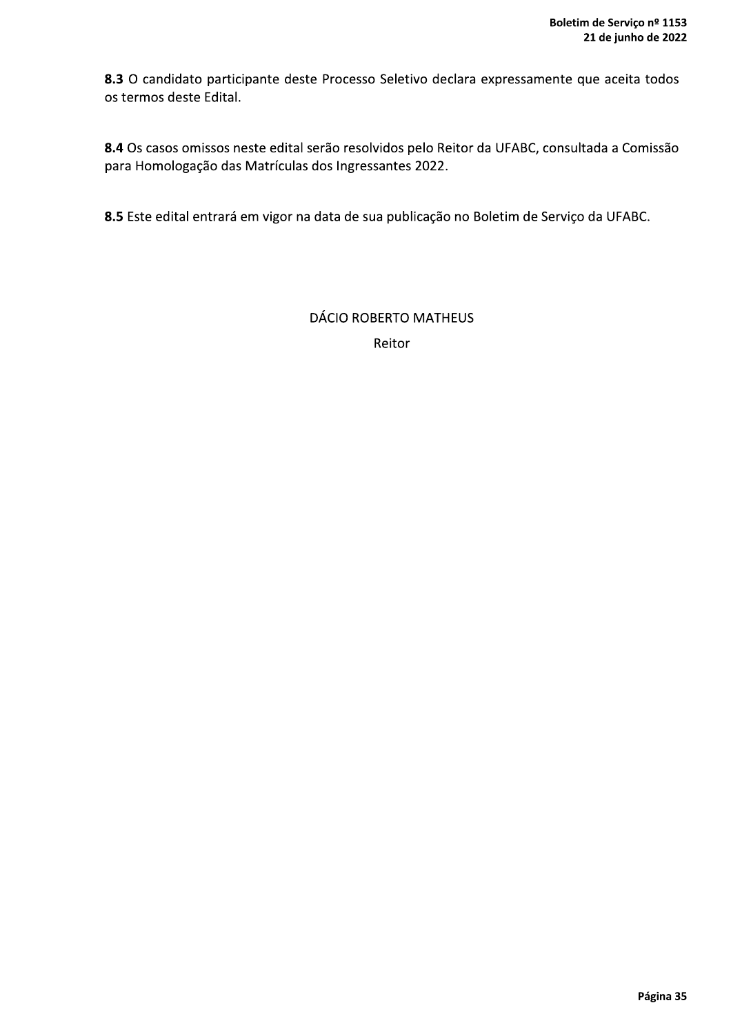**8.3** O candidato participante deste Processo Seletivo declara expressamente que aceita todos os termos deste Edital.

**8.4** Os casos omissos neste edital serão resolvidos pelo Reitor da UFABC, consultada a Comissão para Homologação das Matrículas dos Ingressantes 2022.

**8.5** Este edital entrará em vigor na data de sua publicação no Boletim de Serviço da UFABC.

DÁCIO ROBERTO MATHEUS

Reitor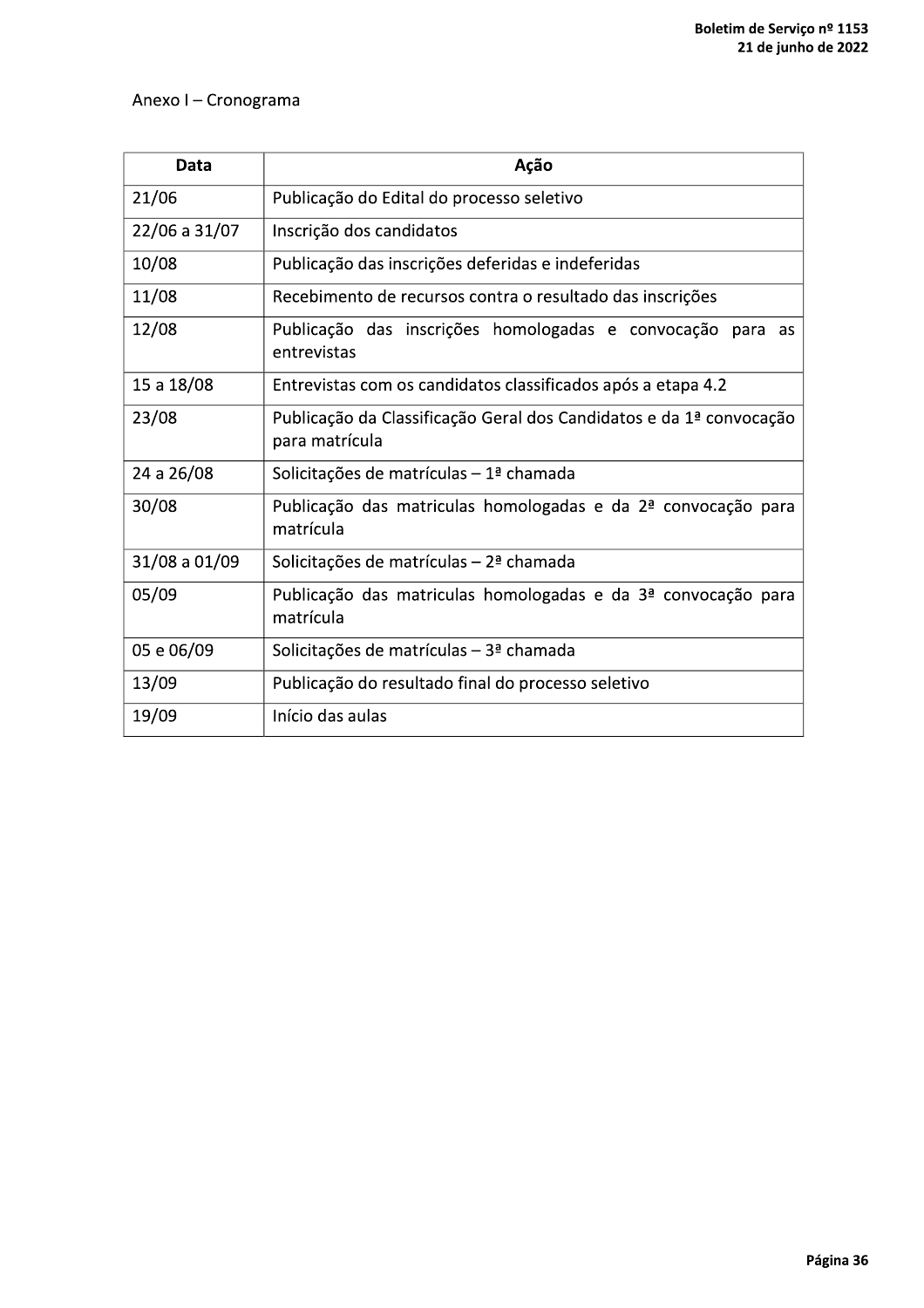Anexo I – Cronograma

| Data | Ação |
|---|---|
| 21/06 | Publicação do Edital do processo seletivo |
| 22/06 a 31/07 | Inscrição dos candidatos |
| 10/08 | Publicação das inscrições deferidas e indeferidas |
| 11/08 | Recebimento de recursos contra o resultado das inscrições |
| 12/08 | Publicação das inscrições homologadas e convocação para as entrevistas |
| 15 a 18/08 | Entrevistas com os candidatos classificados após a etapa 4.2 |
| 23/08 | Publicação da Classificação Geral dos Candidatos e da 1ª convocação para matrícula |
| 24 a 26/08 | Solicitações de matrículas – 1ª chamada |
| 30/08 | Publicação das matriculas homologadas e da 2ª convocação para matrícula |
| 31/08 a 01/09 | Solicitações de matrículas – 2ª chamada |
| 05/09 | Publicação das matriculas homologadas e da 3ª convocação para matrícula |
| 05 e 06/09 | Solicitações de matrículas – 3ª chamada |
| 13/09 | Publicação do resultado final do processo seletivo |
| 19/09 | Início das aulas |